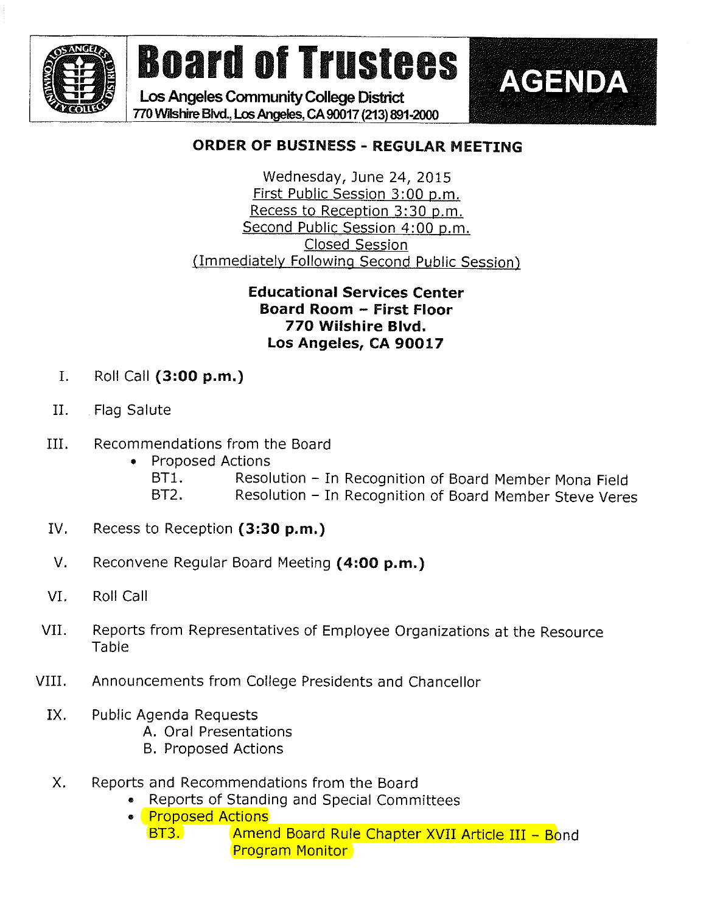# Board of Trustees

Los Angeles Community College District
770 Wilshire Blvd., Los Angeles, CA 90017 (213) 891-2000

**AGENDA**

## ORDER OF BUSINESS - REGULAR MEETING

Wednesday, June 24, 2015
First Public Session 3:00 p.m.
Recess to Reception 3:30 p.m.
Second Public Session 4:00 p.m.
Closed Session
(Immediately Following Second Public Session)

**Educational Services Center**
**Board Room – First Floor**
**770 Wilshire Blvd.**
**Los Angeles, CA 90017**

I. Roll Call **(3:00 p.m.)**

II. Flag Salute

III. Recommendations from the Board
- Proposed Actions
  - BT1. Resolution – In Recognition of Board Member Mona Field
  - BT2. Resolution – In Recognition of Board Member Steve Veres

IV. Recess to Reception **(3:30 p.m.)**

V. Reconvene Regular Board Meeting **(4:00 p.m.)**

VI. Roll Call

VII. Reports from Representatives of Employee Organizations at the Resource Table

VIII. Announcements from College Presidents and Chancellor

IX. Public Agenda Requests
- A. Oral Presentations
- B. Proposed Actions

X. Reports and Recommendations from the Board
- Reports of Standing and Special Committees
- Proposed Actions
  - BT3. Amend Board Rule Chapter XVII Article III – Bond Program Monitor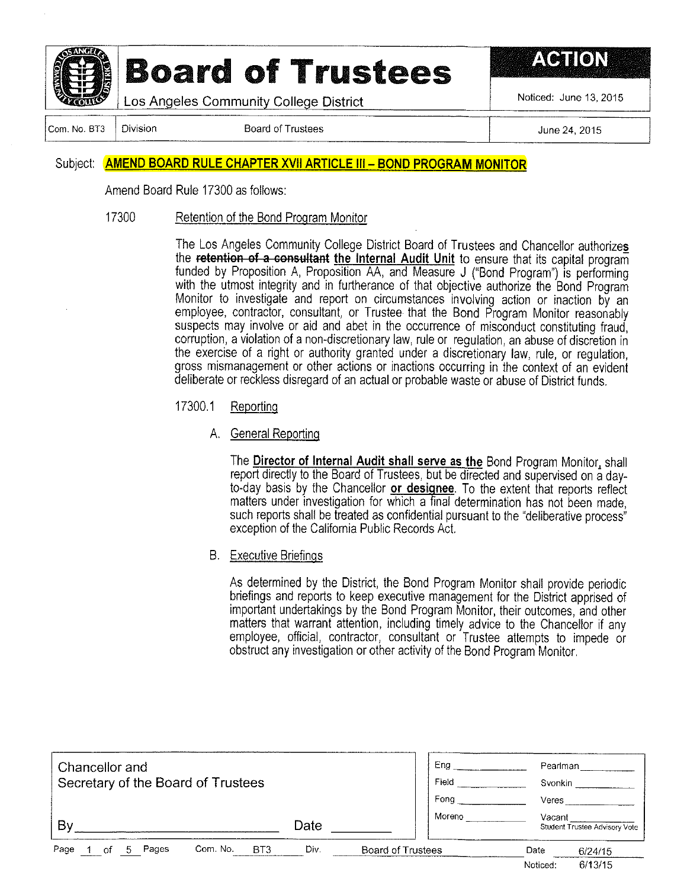# Board of Trustees

Los Angeles Community College District

**ACTION**

Noticed: June 13, 2015

| Com. No. BT3 | Division | Board of Trustees | June 24, 2015 |
|---|---|---|---|

Subject: **AMEND BOARD RULE CHAPTER XVII ARTICLE III – BOND PROGRAM MONITOR**

Amend Board Rule 17300 as follows:

17300 Retention of the Bond Program Monitor

The Los Angeles Community College District Board of Trustees and Chancellor authorize**s** the ~~**retention of a consultant**~~ **the Internal Audit Unit** to ensure that its capital program funded by Proposition A, Proposition AA, and Measure J ("Bond Program") is performing with the utmost integrity and in furtherance of that objective authorize the Bond Program Monitor to investigate and report on circumstances involving action or inaction by an employee, contractor, consultant, or Trustee that the Bond Program Monitor reasonably suspects may involve or aid and abet in the occurrence of misconduct constituting fraud, corruption, a violation of a non-discretionary law, rule or regulation, an abuse of discretion in the exercise of a right or authority granted under a discretionary law, rule, or regulation, gross mismanagement or other actions or inactions occurring in the context of an evident deliberate or reckless disregard of an actual or probable waste or abuse of District funds.

17300.1 Reporting

A. General Reporting

The **Director of Internal Audit shall serve as the** Bond Program Monitor**,** shall report directly to the Board of Trustees, but be directed and supervised on a day-to-day basis by the Chancellor **or designee**. To the extent that reports reflect matters under investigation for which a final determination has not been made, such reports shall be treated as confidential pursuant to the "deliberative process" exception of the California Public Records Act.

B. Executive Briefings

As determined by the District, the Bond Program Monitor shall provide periodic briefings and reports to keep executive management for the District apprised of important undertakings by the Bond Program Monitor, their outcomes, and other matters that warrant attention, including timely advice to the Chancellor if any employee, official, contractor, consultant or Trustee attempts to impede or obstruct any investigation or other activity of the Bond Program Monitor.

| Chancellor and Secretary of the Board of Trustees | |
|---|---|
| By ____________ | Date ________ |

| | |
|---|---|
| Eng ________ | Pearlman ________ |
| Field ________ | Svonkin ________ |
| Fong ________ | Veres ________ |
| Moreno ________ | Vacant ________ Student Trustee Advisory Vote |

Com. No. BT3 Div. Board of Trustees Date 6/24/15

Noticed: 6/13/15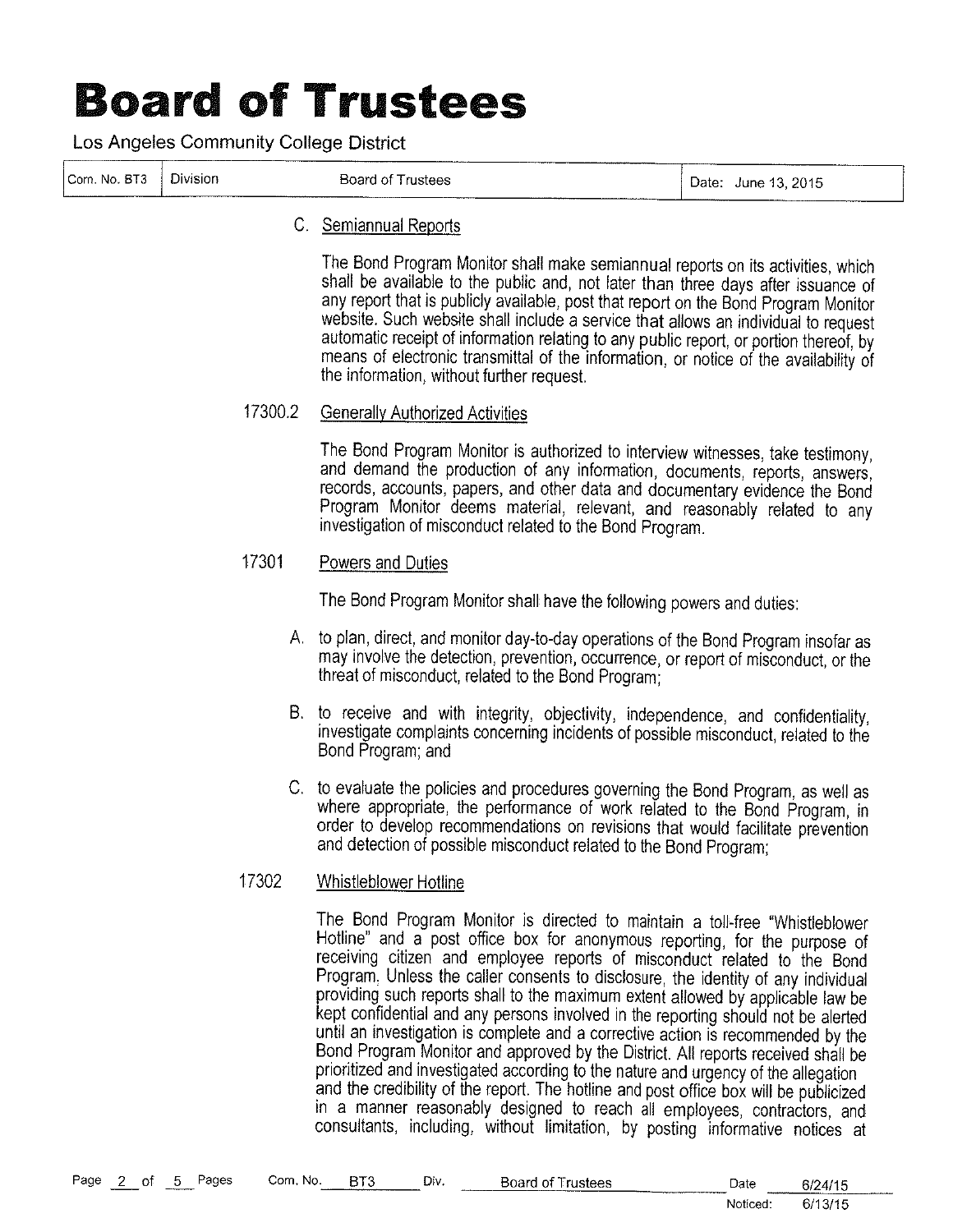C. Semiannual Reports

The Bond Program Monitor shall make semiannual reports on its activities, which shall be available to the public and, not later than three days after issuance of any report that is publicly available, post that report on the Bond Program Monitor website. Such website shall include a service that allows an individual to request automatic receipt of information relating to any public report, or portion thereof, by means of electronic transmittal of the information, or notice of the availability of the information, without further request.

17300.2 Generally Authorized Activities

The Bond Program Monitor is authorized to interview witnesses, take testimony, and demand the production of any information, documents, reports, answers, records, accounts, papers, and other data and documentary evidence the Bond Program Monitor deems material, relevant, and reasonably related to any investigation of misconduct related to the Bond Program.

17301 Powers and Duties

The Bond Program Monitor shall have the following powers and duties:

A. to plan, direct, and monitor day-to-day operations of the Bond Program insofar as may involve the detection, prevention, occurrence, or report of misconduct, or the threat of misconduct, related to the Bond Program;

B. to receive and with integrity, objectivity, independence, and confidentiality, investigate complaints concerning incidents of possible misconduct, related to the Bond Program; and

C. to evaluate the policies and procedures governing the Bond Program, as well as where appropriate, the performance of work related to the Bond Program, in order to develop recommendations on revisions that would facilitate prevention and detection of possible misconduct related to the Bond Program;

17302 Whistleblower Hotline

The Bond Program Monitor is directed to maintain a toll-free "Whistleblower Hotline" and a post office box for anonymous reporting, for the purpose of receiving citizen and employee reports of misconduct related to the Bond Program. Unless the caller consents to disclosure, the identity of any individual providing such reports shall to the maximum extent allowed by applicable law be kept confidential and any persons involved in the reporting should not be alerted until an investigation is complete and a corrective action is recommended by the Bond Program Monitor and approved by the District. All reports received shall be prioritized and investigated according to the nature and urgency of the allegation and the credibility of the report. The hotline and post office box will be publicized in a manner reasonably designed to reach all employees, contractors, and consultants, including, without limitation, by posting informative notices at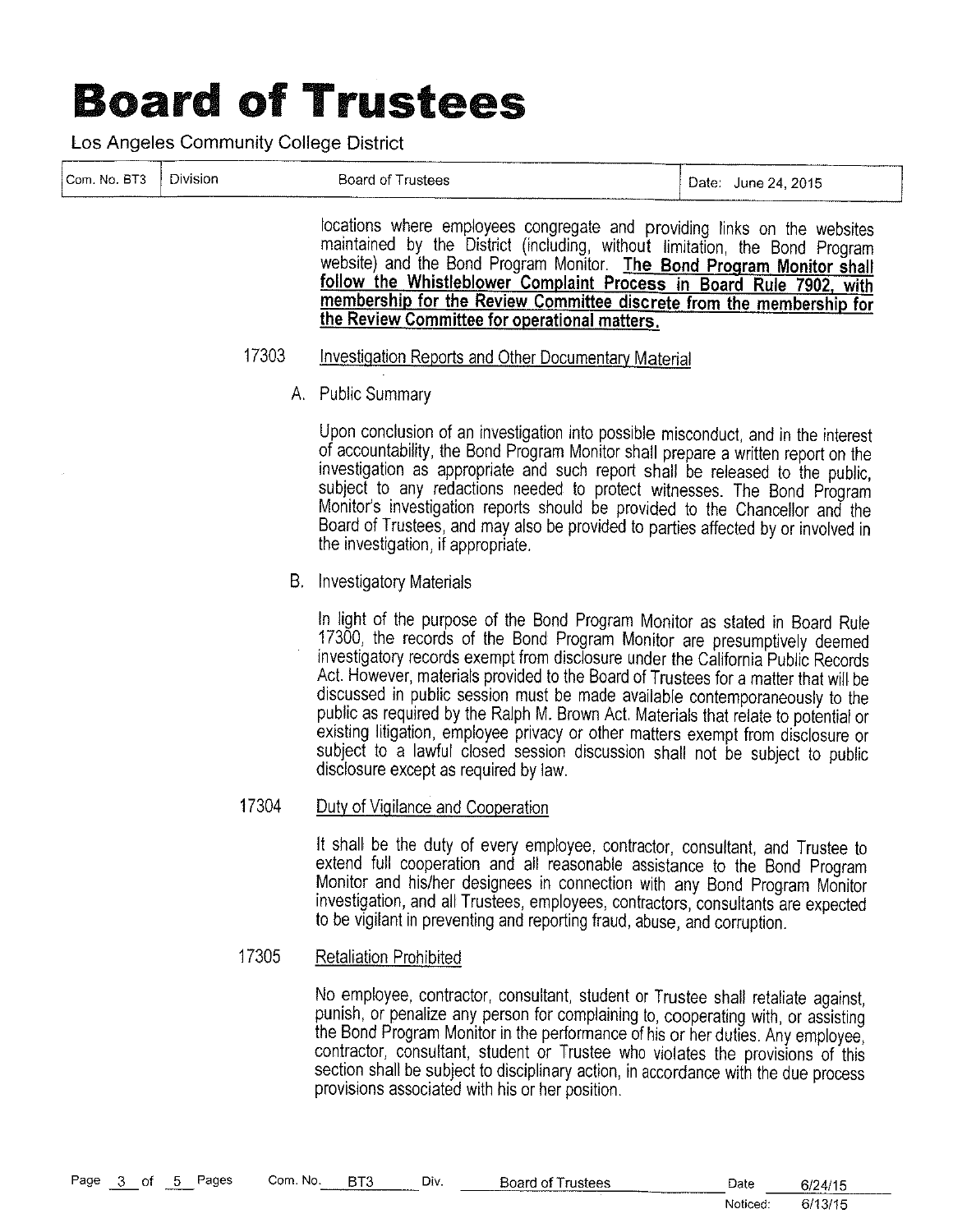locations where employees congregate and providing links on the websites maintained by the District (including, without limitation, the Bond Program website) and the Bond Program Monitor. **<u>The Bond Program Monitor shall follow the Whistleblower Complaint Process in Board Rule 7902, with membership for the Review Committee discrete from the membership for the Review Committee for operational matters.</u>**

17303 <u>Investigation Reports and Other Documentary Material</u>

A. Public Summary

Upon conclusion of an investigation into possible misconduct, and in the interest of accountability, the Bond Program Monitor shall prepare a written report on the investigation as appropriate and such report shall be released to the public, subject to any redactions needed to protect witnesses. The Bond Program Monitor's investigation reports should be provided to the Chancellor and the Board of Trustees, and may also be provided to parties affected by or involved in the investigation, if appropriate.

B. Investigatory Materials

In light of the purpose of the Bond Program Monitor as stated in Board Rule 17300, the records of the Bond Program Monitor are presumptively deemed investigatory records exempt from disclosure under the California Public Records Act. However, materials provided to the Board of Trustees for a matter that will be discussed in public session must be made available contemporaneously to the public as required by the Ralph M. Brown Act. Materials that relate to potential or existing litigation, employee privacy or other matters exempt from disclosure or subject to a lawful closed session discussion shall not be subject to public disclosure except as required by law.

17304 <u>Duty of Vigilance and Cooperation</u>

It shall be the duty of every employee, contractor, consultant, and Trustee to extend full cooperation and all reasonable assistance to the Bond Program Monitor and his/her designees in connection with any Bond Program Monitor investigation, and all Trustees, employees, contractors, consultants are expected to be vigilant in preventing and reporting fraud, abuse, and corruption.

17305 <u>Retaliation Prohibited</u>

No employee, contractor, consultant, student or Trustee shall retaliate against, punish, or penalize any person for complaining to, cooperating with, or assisting the Bond Program Monitor in the performance of his or her duties. Any employee, contractor, consultant, student or Trustee who violates the provisions of this section shall be subject to disciplinary action, in accordance with the due process provisions associated with his or her position.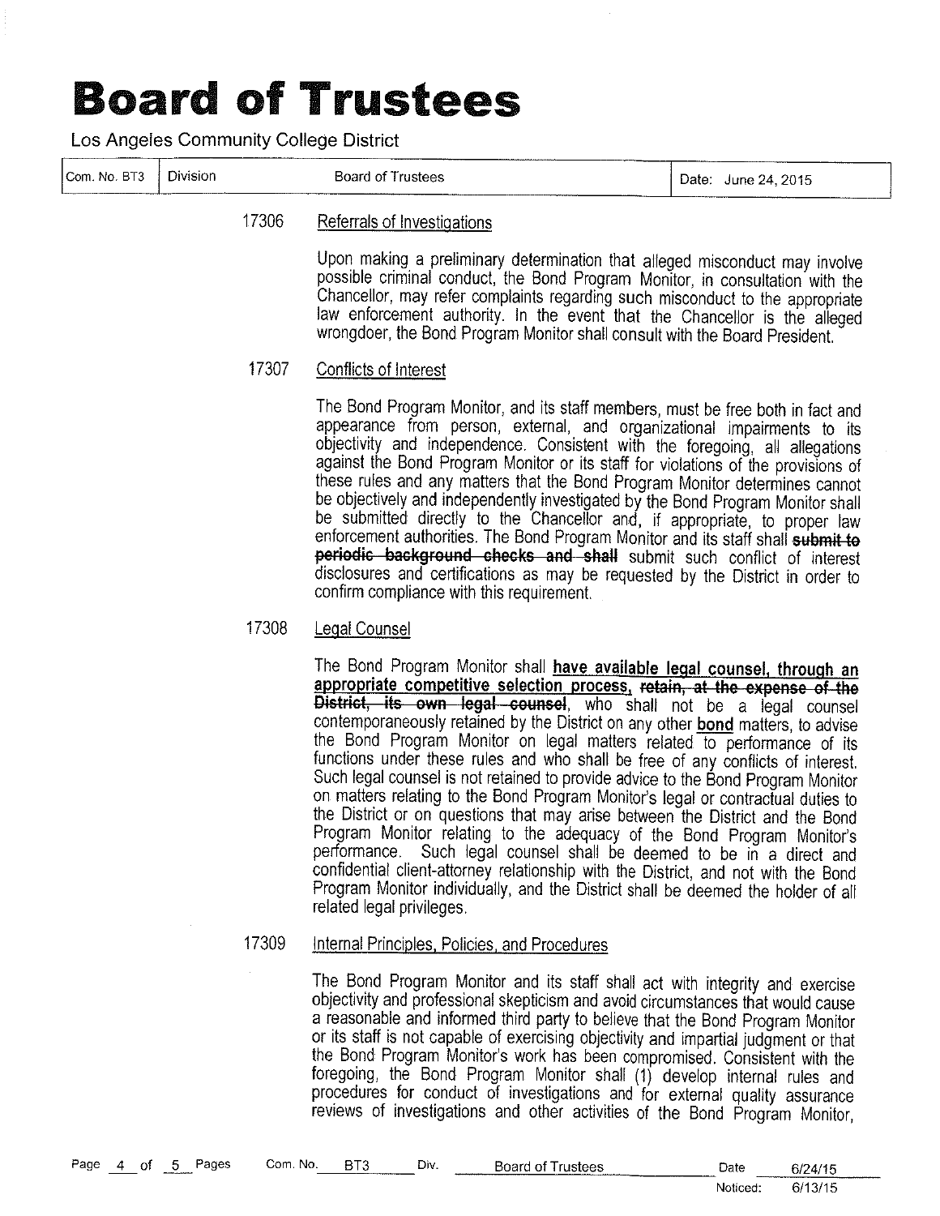17306 Referrals of Investigations

Upon making a preliminary determination that alleged misconduct may involve possible criminal conduct, the Bond Program Monitor, in consultation with the Chancellor, may refer complaints regarding such misconduct to the appropriate law enforcement authority. In the event that the Chancellor is the alleged wrongdoer, the Bond Program Monitor shall consult with the Board President.

17307 Conflicts of Interest

The Bond Program Monitor, and its staff members, must be free both in fact and appearance from person, external, and organizational impairments to its objectivity and independence. Consistent with the foregoing, all allegations against the Bond Program Monitor or its staff for violations of the provisions of these rules and any matters that the Bond Program Monitor determines cannot be objectively and independently investigated by the Bond Program Monitor shall be submitted directly to the Chancellor and, if appropriate, to proper law enforcement authorities. The Bond Program Monitor and its staff shall ~~**submit to periodic background checks and shall**~~ submit such conflict of interest disclosures and certifications as may be requested by the District in order to confirm compliance with this requirement.

17308 Legal Counsel

The Bond Program Monitor shall **have available legal counsel, through an appropriate competitive selection process,** ~~**retain, at the expense of the District, its own legal counsel**~~, who shall not be a legal counsel contemporaneously retained by the District on any other **bond** matters, to advise the Bond Program Monitor on legal matters related to performance of its functions under these rules and who shall be free of any conflicts of interest. Such legal counsel is not retained to provide advice to the Bond Program Monitor on matters relating to the Bond Program Monitor's legal or contractual duties to the District or on questions that may arise between the District and the Bond Program Monitor relating to the adequacy of the Bond Program Monitor's performance. Such legal counsel shall be deemed to be in a direct and confidential client-attorney relationship with the District, and not with the Bond Program Monitor individually, and the District shall be deemed the holder of all related legal privileges.

17309 Internal Principles, Policies, and Procedures

The Bond Program Monitor and its staff shall act with integrity and exercise objectivity and professional skepticism and avoid circumstances that would cause a reasonable and informed third party to believe that the Bond Program Monitor or its staff is not capable of exercising objectivity and impartial judgment or that the Bond Program Monitor's work has been compromised. Consistent with the foregoing, the Bond Program Monitor shall (1) develop internal rules and procedures for conduct of investigations and for external quality assurance reviews of investigations and other activities of the Bond Program Monitor,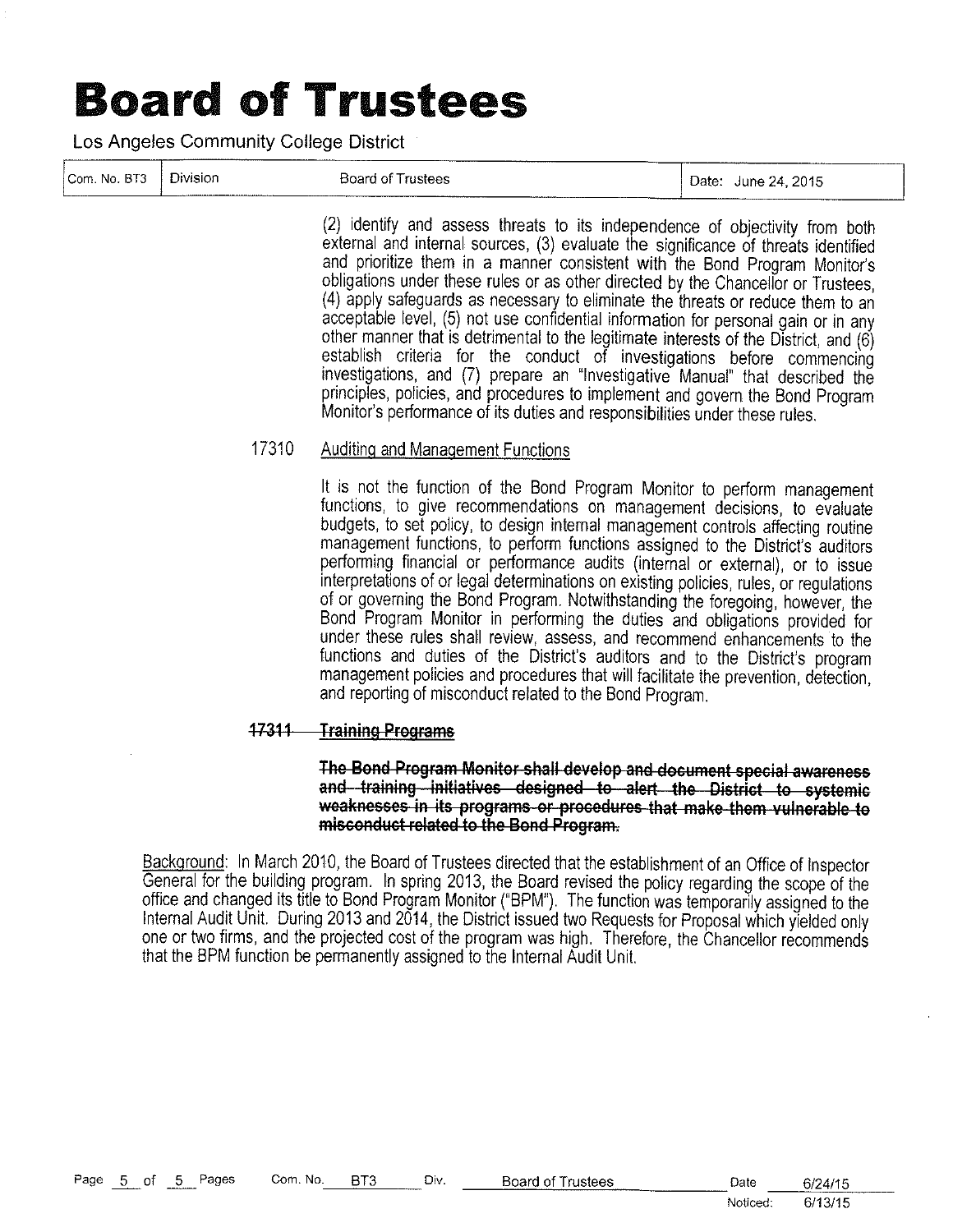(2) identify and assess threats to its independence of objectivity from both external and internal sources, (3) evaluate the significance of threats identified and prioritize them in a manner consistent with the Bond Program Monitor's obligations under these rules or as other directed by the Chancellor or Trustees, (4) apply safeguards as necessary to eliminate the threats or reduce them to an acceptable level, (5) not use confidential information for personal gain or in any other manner that is detrimental to the legitimate interests of the District, and (6) establish criteria for the conduct of investigations before commencing investigations, and (7) prepare an "Investigative Manual" that described the principles, policies, and procedures to implement and govern the Bond Program Monitor's performance of its duties and responsibilities under these rules.

17310 Auditing and Management Functions

It is not the function of the Bond Program Monitor to perform management functions, to give recommendations on management decisions, to evaluate budgets, to set policy, to design internal management controls affecting routine management functions, to perform functions assigned to the District's auditors performing financial or performance audits (internal or external), or to issue interpretations of or legal determinations on existing policies, rules, or regulations of or governing the Bond Program. Notwithstanding the foregoing, however, the Bond Program Monitor in performing the duties and obligations provided for under these rules shall review, assess, and recommend enhancements to the functions and duties of the District's auditors and to the District's program management policies and procedures that will facilitate the prevention, detection, and reporting of misconduct related to the Bond Program.

~~**17311 Training Programs**~~

~~**The Bond Program Monitor shall develop and document special awareness and training initiatives designed to alert the District to systemic weaknesses in its programs or procedures that make them vulnerable to misconduct related to the Bond Program.**~~

Background: In March 2010, the Board of Trustees directed that the establishment of an Office of Inspector General for the building program. In spring 2013, the Board revised the policy regarding the scope of the office and changed its title to Bond Program Monitor ("BPM"). The function was temporarily assigned to the Internal Audit Unit. During 2013 and 2014, the District issued two Requests for Proposal which yielded only one or two firms, and the projected cost of the program was high. Therefore, the Chancellor recommends that the BPM function be permanently assigned to the Internal Audit Unit.

Noticed: 6/13/15